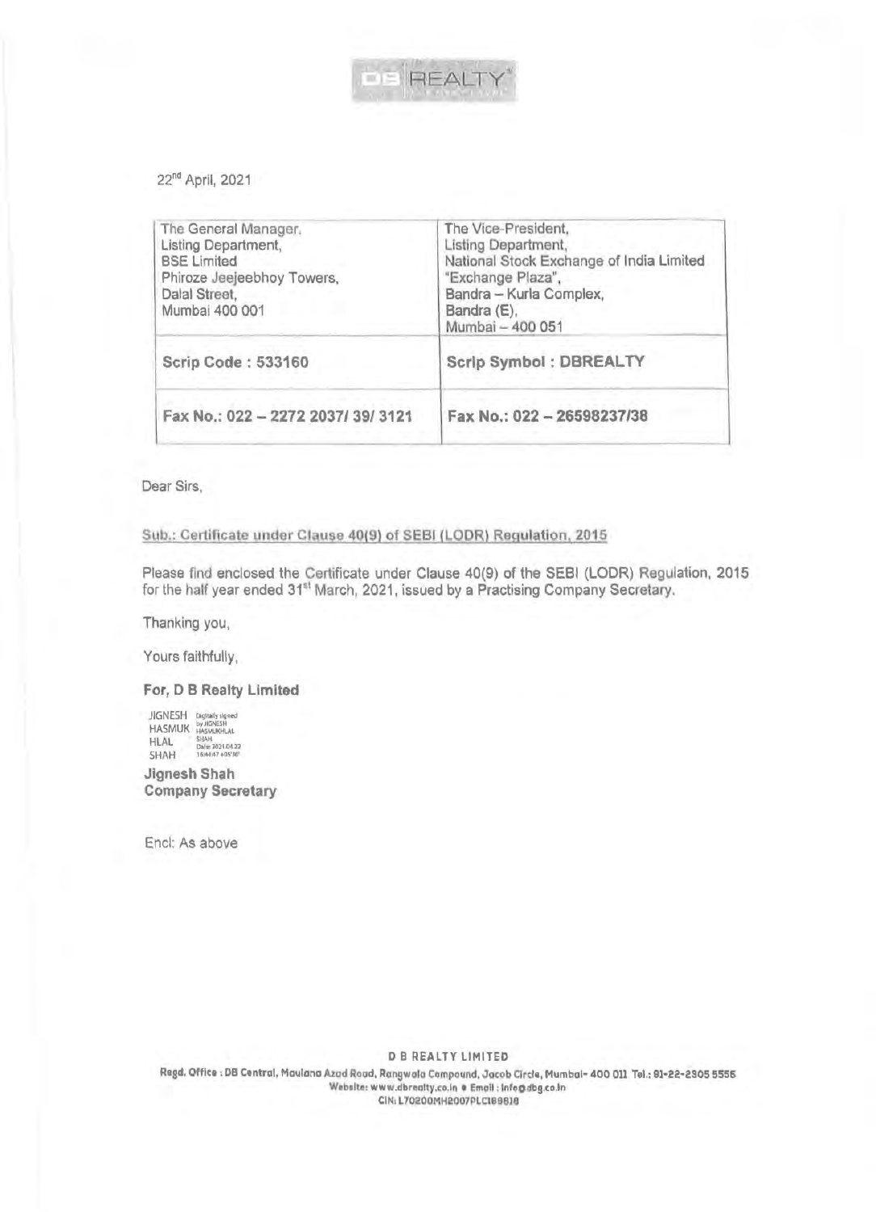DB REALTY

22nd April, 2021

| The General Manager, Listing Department, BSE Limited Phiroze Jeejeebhoy Towers, Dalal Street, Mumbai 400 001 | The Vice-President, Listing Department, National Stock Exchange of India Limited "Exchange Plaza", Bandra – Kurla Complex, Bandra (E), Mumbai – 400 051 |
|---|---|
| **Scrip Code : 533160** | **Scrip Symbol : DBREALTY** |
| **Fax No.: 022 – 2272 2037/ 39/ 3121** | **Fax No.: 022 – 26598237/38** |

Dear Sirs,

Sub.: Certificate under Clause 40(9) of SEBI (LODR) Regulation, 2015

Please find enclosed the Certificate under Clause 40(9) of the SEBI (LODR) Regulation, 2015 for the half year ended 31st March, 2021, issued by a Practising Company Secretary.

Thanking you,

Yours faithfully,

**For, D B Realty Limited**

JIGNESH HASMUKHLAL SHAH Digitally signed by JIGNESH HASMUKHLAL SHAH Date: 2021.04.22 16:44:47 +05'30'

**Jignesh Shah**
**Company Secretary**

Encl: As above

**D B REALTY LIMITED**
Regd. Office : DB Central, Maulana Azad Road, Rangwala Compound, Jacob Circle, Mumbai- 400 011 Tel.: 91-22-2305 5555
Website: www.dbrealty.co.in • Email : info@dbg.co.in
CIN: L70200MH2007PLC166818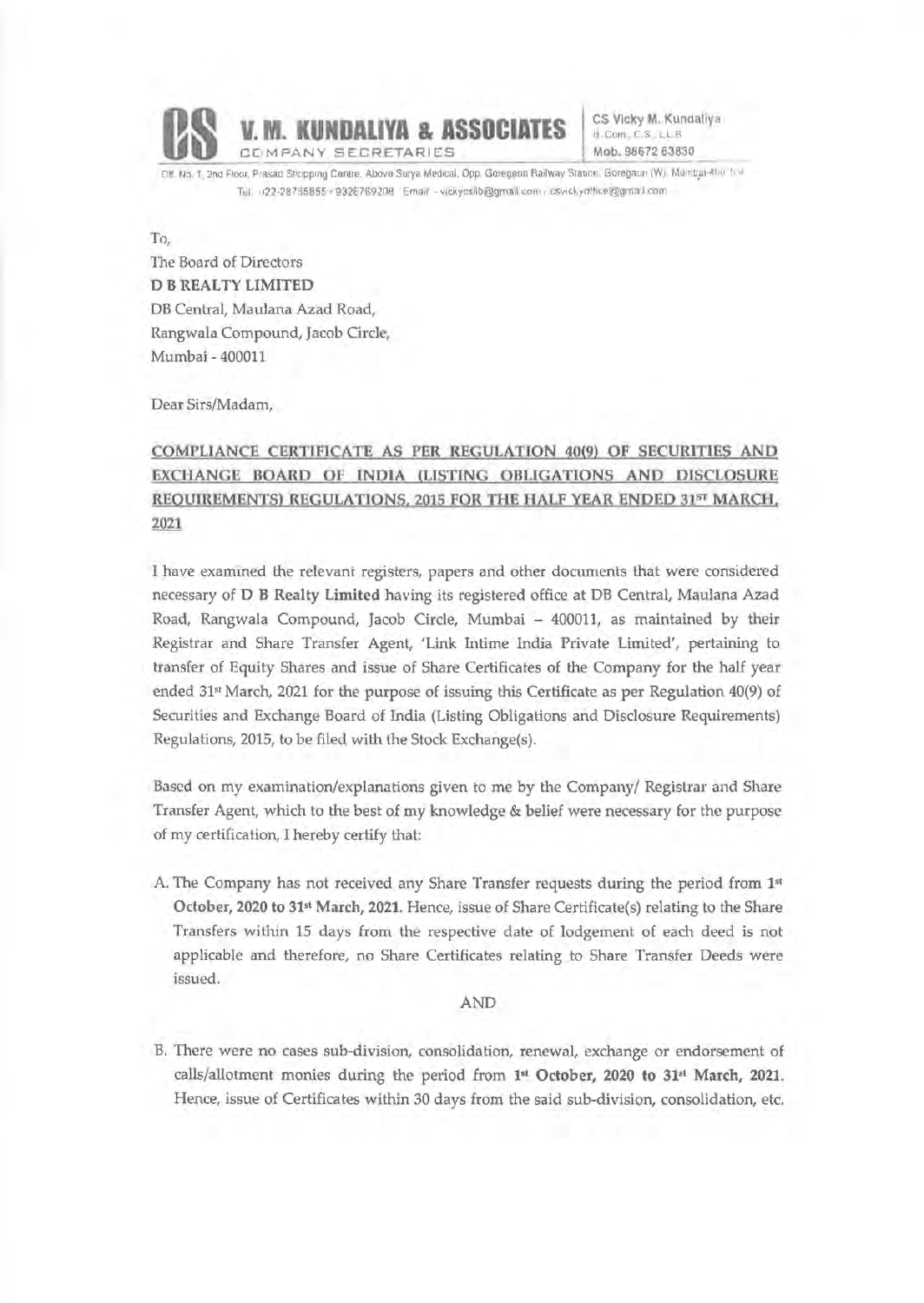# V. M. KUNDALIYA & ASSOCIATES
COMPANY SECRETARIES

CS Vicky M. Kundaliya
B.Com., C.S., LL.B
Mob. 98672 63830

Off. No. 1, 2nd Floor, Prasad Shopping Centre, Above Surya Medical, Opp. Goregaon Railway Station, Goregaon (W), Mumbai-400 104
Tel.: 022-28755855 / 9326769208 Email – vickycslib@gmail.com / csvickyoffice@gmail.com

To,
The Board of Directors
**D B REALTY LIMITED**
DB Central, Maulana Azad Road,
Rangwala Compound, Jacob Circle,
Mumbai - 400011

Dear Sirs/Madam,

**COMPLIANCE CERTIFICATE AS PER REGULATION 40(9) OF SECURITIES AND EXCHANGE BOARD OF INDIA (LISTING OBLIGATIONS AND DISCLOSURE REQUIREMENTS) REGULATIONS, 2015 FOR THE HALF YEAR ENDED 31ST MARCH, 2021**

I have examined the relevant registers, papers and other documents that were considered necessary of **D B Realty Limited** having its registered office at DB Central, Maulana Azad Road, Rangwala Compound, Jacob Circle, Mumbai – 400011, as maintained by their Registrar and Share Transfer Agent, 'Link Intime India Private Limited', pertaining to transfer of Equity Shares and issue of Share Certificates of the Company for the half year ended 31st March, 2021 for the purpose of issuing this Certificate as per Regulation 40(9) of Securities and Exchange Board of India (Listing Obligations and Disclosure Requirements) Regulations, 2015, to be filed with the Stock Exchange(s).

Based on my examination/explanations given to me by the Company/ Registrar and Share Transfer Agent, which to the best of my knowledge & belief were necessary for the purpose of my certification, I hereby certify that:

A. The Company has not received any Share Transfer requests during the period from **1st October, 2020 to 31st March, 2021.** Hence, issue of Share Certificate(s) relating to the Share Transfers within 15 days from the respective date of lodgement of each deed is not applicable and therefore, no Share Certificates relating to Share Transfer Deeds were issued.

AND

B. There were no cases sub-division, consolidation, renewal, exchange or endorsement of calls/allotment monies during the period from **1st October, 2020 to 31st March, 2021.** Hence, issue of Certificates within 30 days from the said sub-division, consolidation, etc.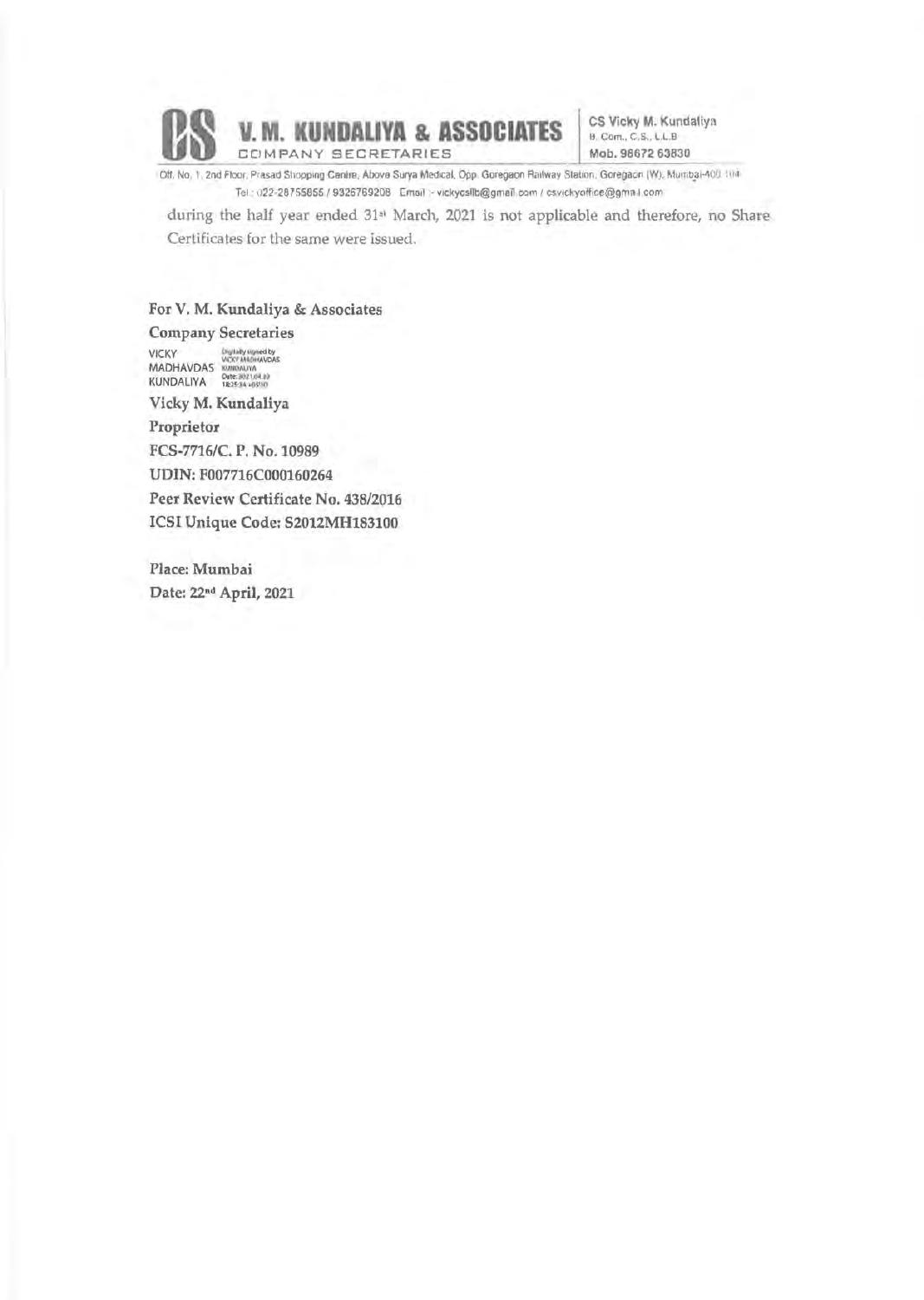during the half year ended 31st March, 2021 is not applicable and therefore, no Share Certificates for the same were issued.

**For V. M. Kundaliya & Associates**

**Company Secretaries**

VICKY MADHAVDAS KUNDALIYA

Digitally signed by VICKY MADHAVDAS KUNDALIYA Date: 2021.04.22

**Vicky M. Kundaliya**

**Proprietor**

**FCS-7716/C. P. No. 10989**

**UDIN: F007716C000160264**

**Peer Review Certificate No. 438/2016**

**ICSI Unique Code: S2012MH183100**

**Place: Mumbai**

**Date: 22nd April, 2021**